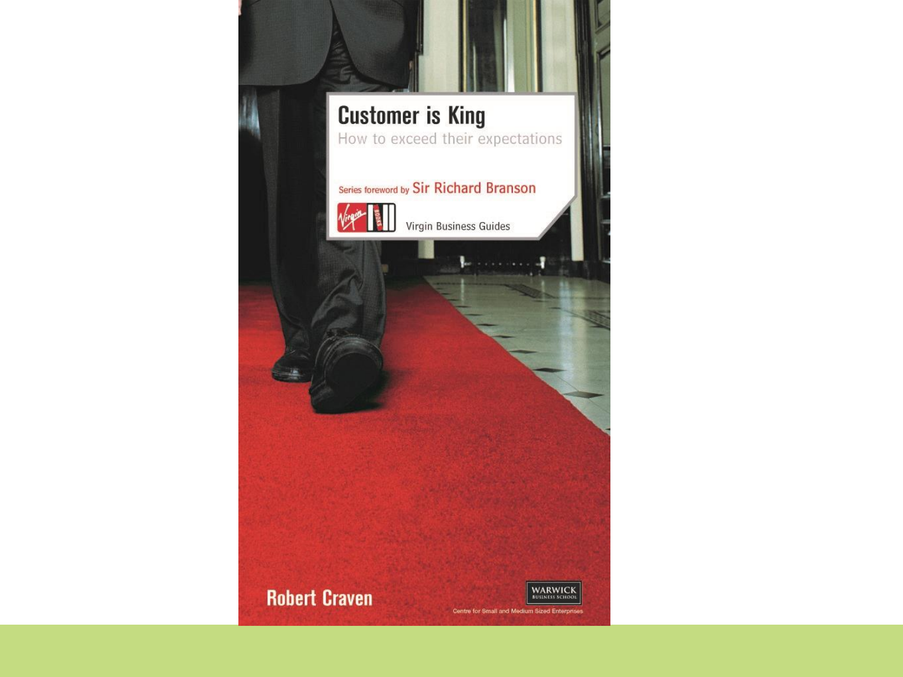# Customer is King

How to exceed their expectations

Series foreword by Sir Richard Branson

Virgin Business Guides

Robert Craven

WARWICK BUSINESS SCHOOL

Centre for Small and Medium Sized Enterprises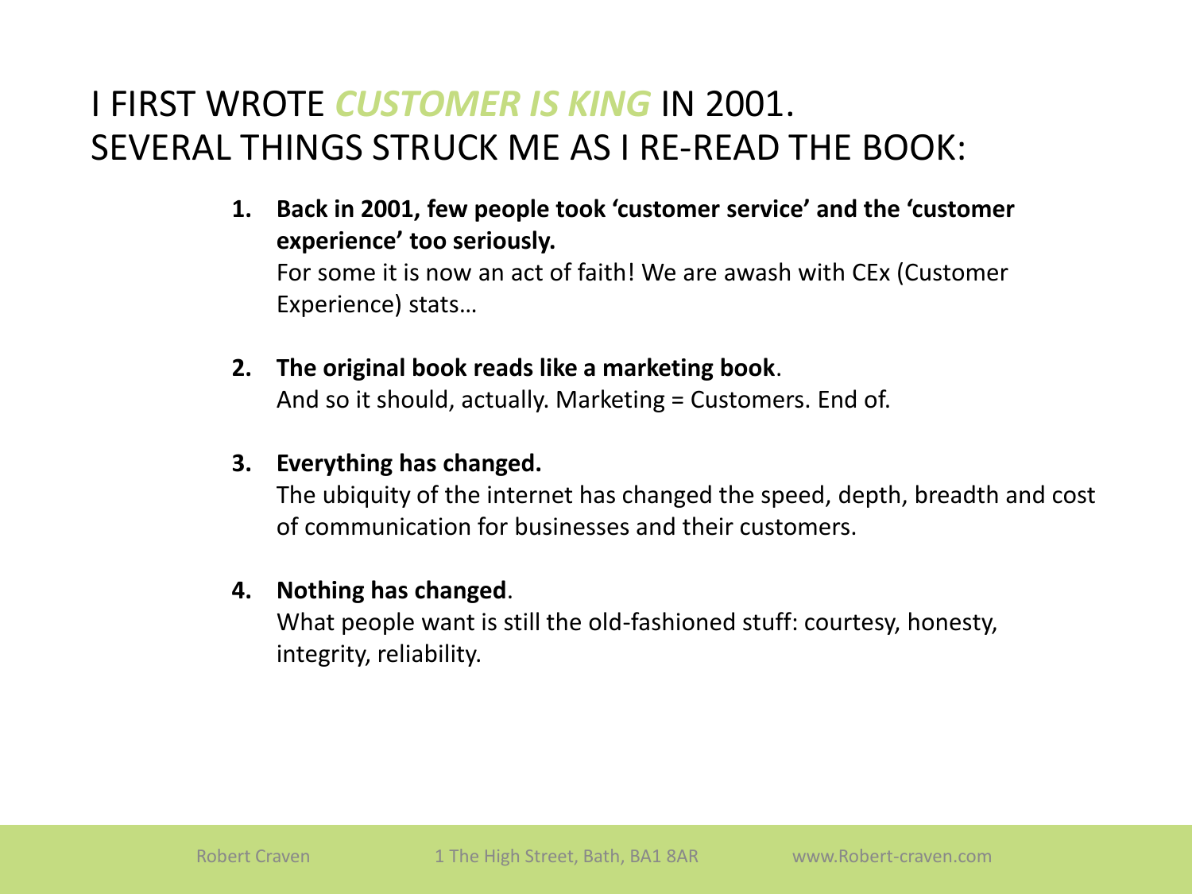# I FIRST WROTE *CUSTOMER IS KING* IN 2001. SEVERAL THINGS STRUCK ME AS I RE-READ THE BOOK:

1. **Back in 2001, few people took 'customer service' and the 'customer experience' too seriously.**
   For some it is now an act of faith! We are awash with CEx (Customer Experience) stats…

2. **The original book reads like a marketing book**.
   And so it should, actually. Marketing = Customers. End of.

3. **Everything has changed.**
   The ubiquity of the internet has changed the speed, depth, breadth and cost of communication for businesses and their customers.

4. **Nothing has changed**.
   What people want is still the old-fashioned stuff: courtesy, honesty, integrity, reliability.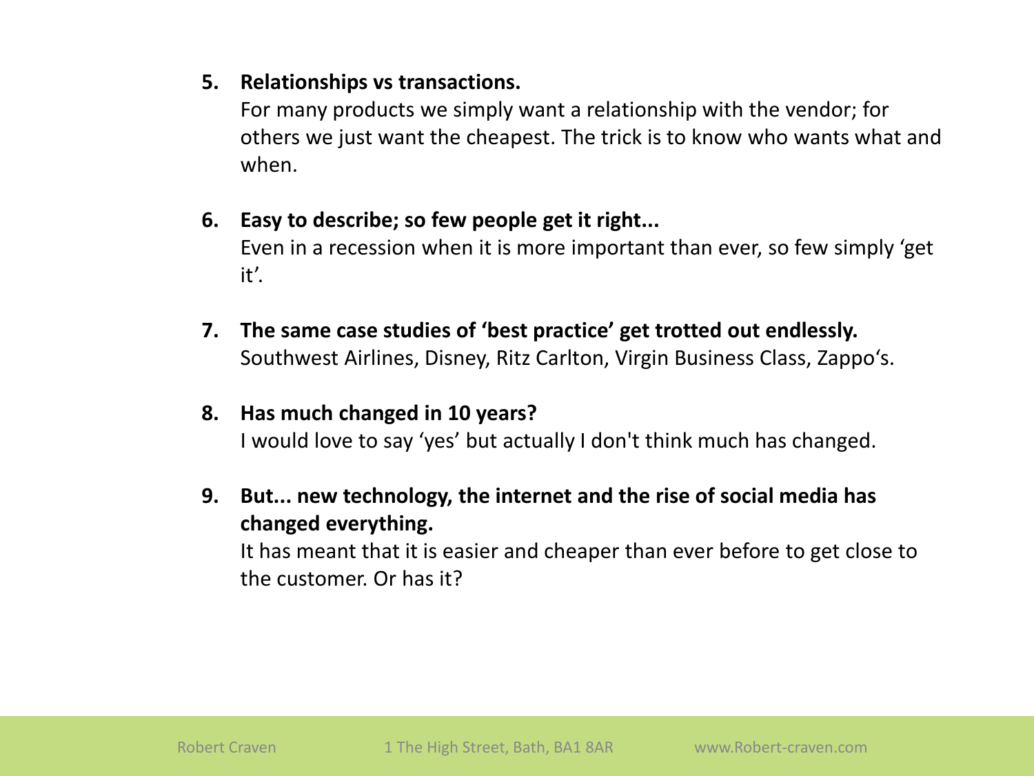5. **Relationships vs transactions.**
   For many products we simply want a relationship with the vendor; for others we just want the cheapest. The trick is to know who wants what and when.

6. **Easy to describe; so few people get it right...**
   Even in a recession when it is more important than ever, so few simply 'get it'.

7. **The same case studies of 'best practice' get trotted out endlessly.**
   Southwest Airlines, Disney, Ritz Carlton, Virgin Business Class, Zappo's.

8. **Has much changed in 10 years?**
   I would love to say 'yes' but actually I don't think much has changed.

9. **But... new technology, the internet and the rise of social media has changed everything.**
   It has meant that it is easier and cheaper than ever before to get close to the customer. Or has it?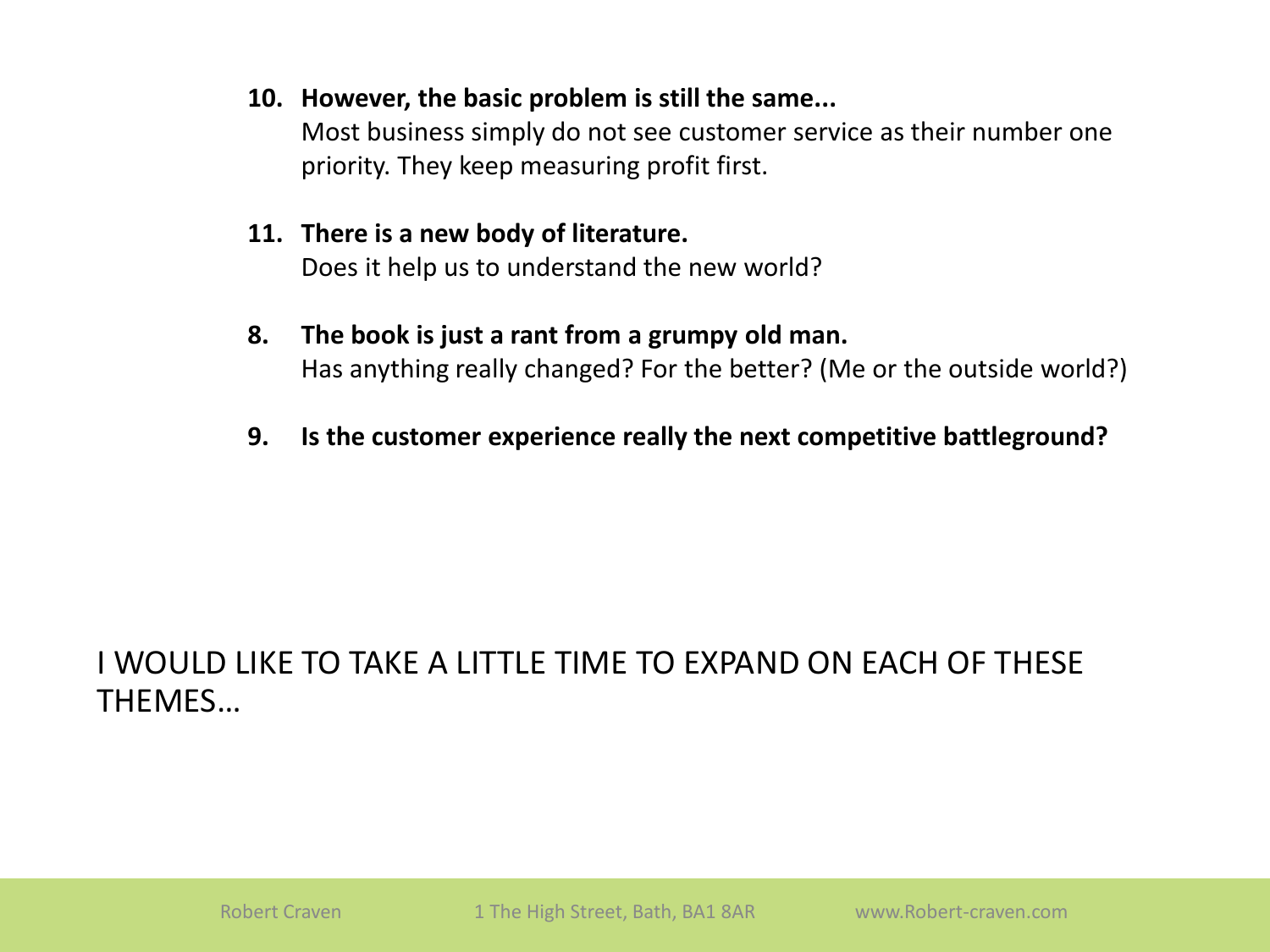10. **However, the basic problem is still the same...**
    Most business simply do not see customer service as their number one priority. They keep measuring profit first.

11. **There is a new body of literature.**
    Does it help us to understand the new world?

8. **The book is just a rant from a grumpy old man.**
   Has anything really changed? For the better? (Me or the outside world?)

9. **Is the customer experience really the next competitive battleground?**

I WOULD LIKE TO TAKE A LITTLE TIME TO EXPAND ON EACH OF THESE THEMES...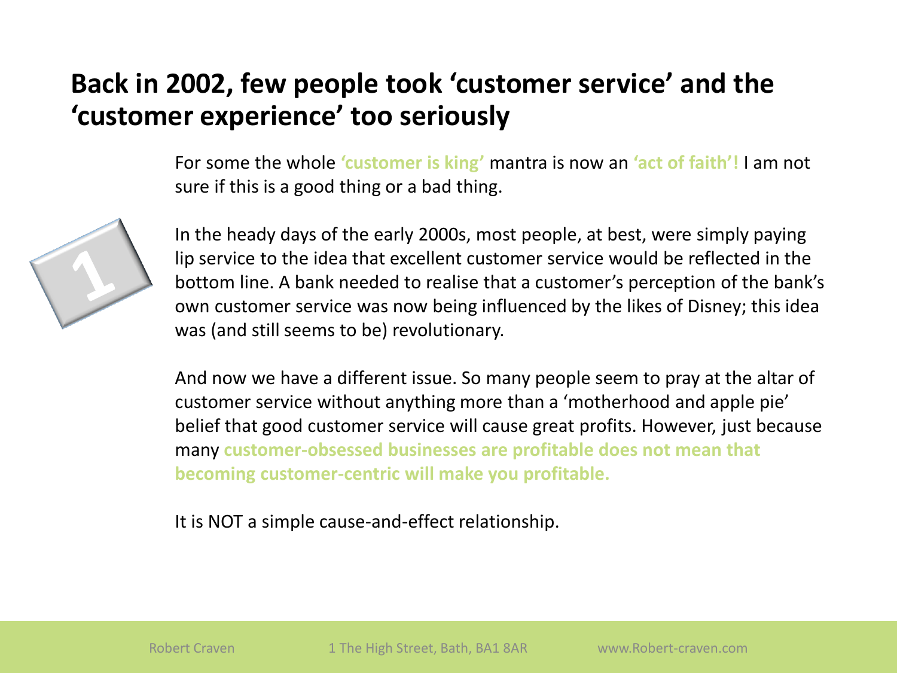## Back in 2002, few people took 'customer service' and the 'customer experience' too seriously

1

For some the whole **'customer is king'** mantra is now an **'act of faith'!** I am not sure if this is a good thing or a bad thing.

In the heady days of the early 2000s, most people, at best, were simply paying lip service to the idea that excellent customer service would be reflected in the bottom line. A bank needed to realise that a customer's perception of the bank's own customer service was now being influenced by the likes of Disney; this idea was (and still seems to be) revolutionary.

And now we have a different issue. So many people seem to pray at the altar of customer service without anything more than a 'motherhood and apple pie' belief that good customer service will cause great profits. However, just because many **customer-obsessed businesses are profitable does not mean that becoming customer-centric will make you profitable.**

It is NOT a simple cause-and-effect relationship.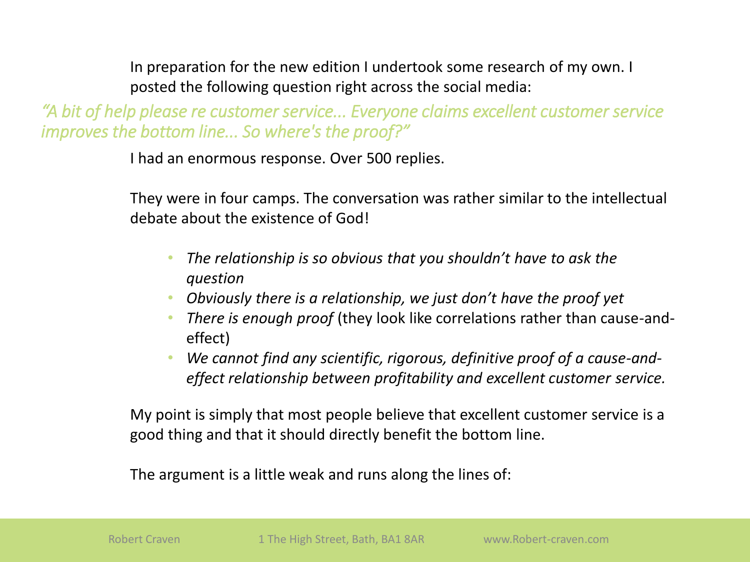In preparation for the new edition I undertook some research of my own. I posted the following question right across the social media:

*"A bit of help please re customer service... Everyone claims excellent customer service improves the bottom line... So where's the proof?"*

I had an enormous response. Over 500 replies.

They were in four camps. The conversation was rather similar to the intellectual debate about the existence of God!

- *The relationship is so obvious that you shouldn't have to ask the question*
- *Obviously there is a relationship, we just don't have the proof yet*
- *There is enough proof* (they look like correlations rather than cause-and-effect)
- *We cannot find any scientific, rigorous, definitive proof of a cause-and-effect relationship between profitability and excellent customer service.*

My point is simply that most people believe that excellent customer service is a good thing and that it should directly benefit the bottom line.

The argument is a little weak and runs along the lines of: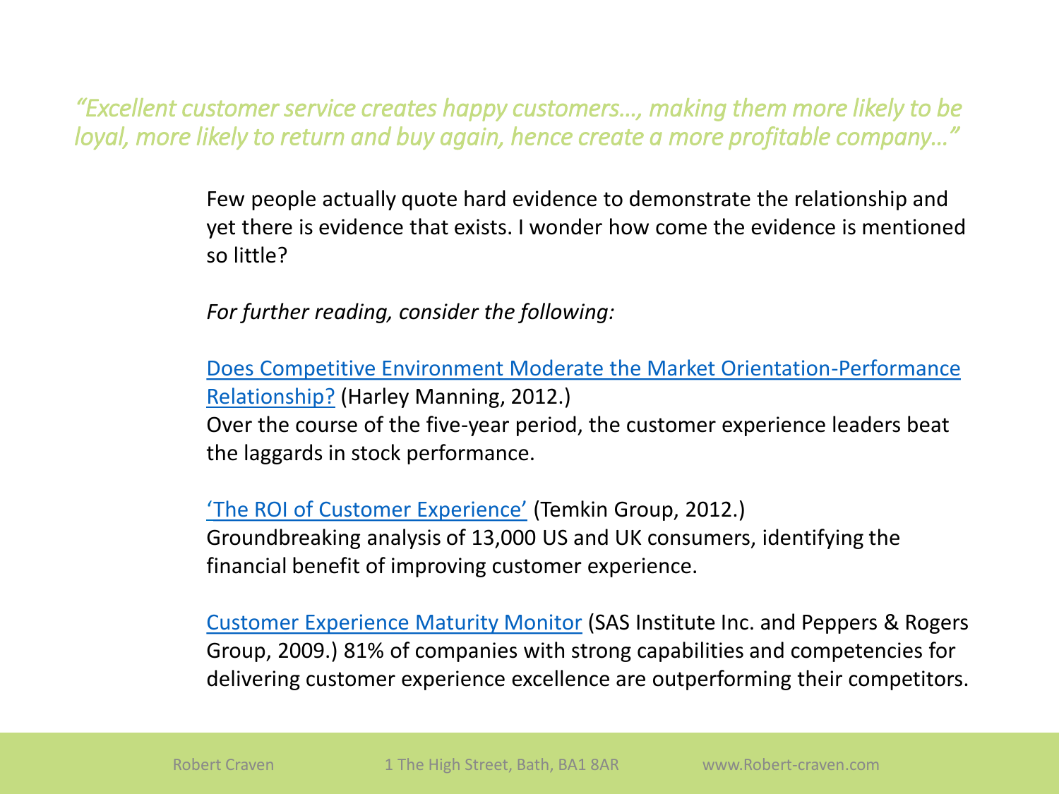*"Excellent customer service creates happy customers…, making them more likely to be loyal, more likely to return and buy again, hence create a more profitable company…"*

Few people actually quote hard evidence to demonstrate the relationship and yet there is evidence that exists. I wonder how come the evidence is mentioned so little?

*For further reading, consider the following:*

Does Competitive Environment Moderate the Market Orientation-Performance Relationship? (Harley Manning, 2012.)
Over the course of the five-year period, the customer experience leaders beat the laggards in stock performance.

'The ROI of Customer Experience' (Temkin Group, 2012.)
Groundbreaking analysis of 13,000 US and UK consumers, identifying the financial benefit of improving customer experience.

Customer Experience Maturity Monitor (SAS Institute Inc. and Peppers & Rogers Group, 2009.) 81% of companies with strong capabilities and competencies for delivering customer experience excellence are outperforming their competitors.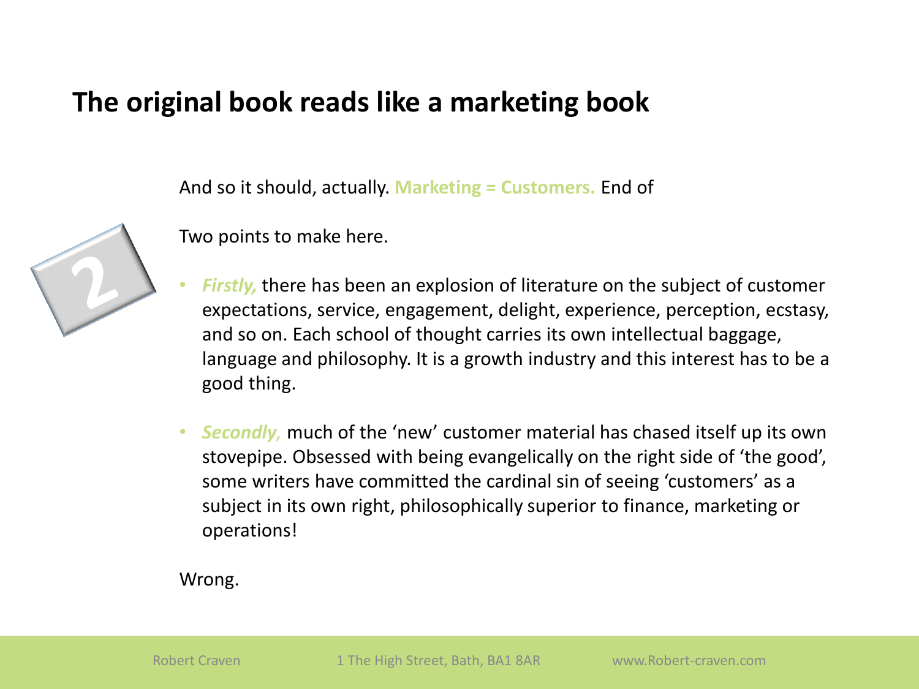# The original book reads like a marketing book

2

And so it should, actually. **Marketing = Customers.** End of

Two points to make here.

- ***Firstly,*** there has been an explosion of literature on the subject of customer expectations, service, engagement, delight, experience, perception, ecstasy, and so on. Each school of thought carries its own intellectual baggage, language and philosophy. It is a growth industry and this interest has to be a good thing.

- ***Secondly,*** much of the 'new' customer material has chased itself up its own stovepipe. Obsessed with being evangelically on the right side of 'the good', some writers have committed the cardinal sin of seeing 'customers' as a subject in its own right, philosophically superior to finance, marketing or operations!

Wrong.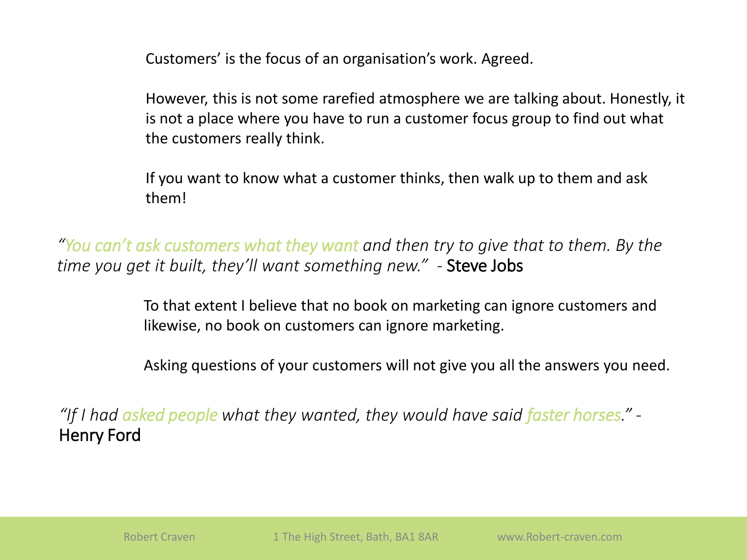Customers' is the focus of an organisation's work. Agreed.

However, this is not some rarefied atmosphere we are talking about. Honestly, it is not a place where you have to run a customer focus group to find out what the customers really think.

If you want to know what a customer thinks, then walk up to them and ask them!

*"You can't ask customers what they want and then try to give that to them. By the time you get it built, they'll want something new."* - Steve Jobs

To that extent I believe that no book on marketing can ignore customers and likewise, no book on customers can ignore marketing.

Asking questions of your customers will not give you all the answers you need.

*"If I had asked people what they wanted, they would have said faster horses."* - Henry Ford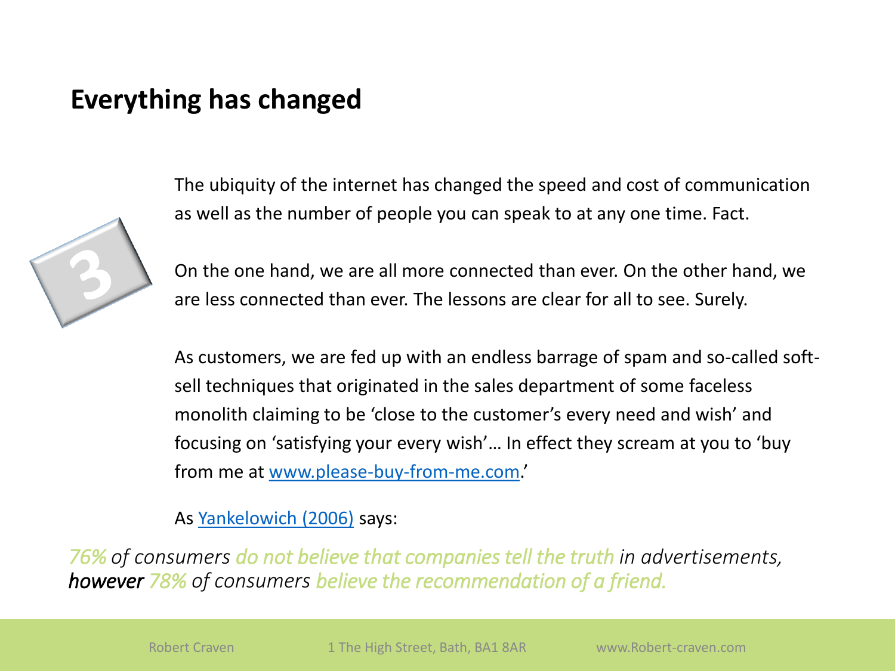## Everything has changed

3

The ubiquity of the internet has changed the speed and cost of communication as well as the number of people you can speak to at any one time. Fact.

On the one hand, we are all more connected than ever. On the other hand, we are less connected than ever. The lessons are clear for all to see. Surely.

As customers, we are fed up with an endless barrage of spam and so-called soft-sell techniques that originated in the sales department of some faceless monolith claiming to be 'close to the customer's every need and wish' and focusing on 'satisfying your every wish'… In effect they scream at you to 'buy from me at [www.please-buy-from-me.com](http://www.please-buy-from-me.com).'

As [Yankelowich (2006)]() says:

*76% of consumers do not believe that companies tell the truth in advertisements, however 78% of consumers believe the recommendation of a friend.*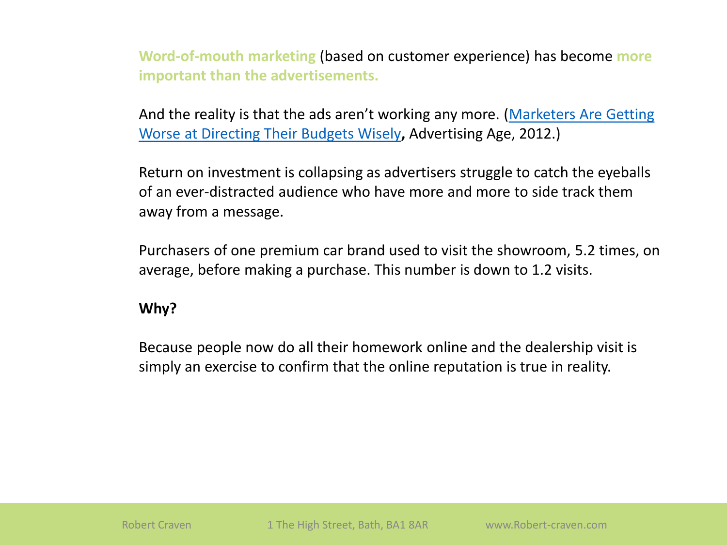**Word-of-mouth marketing** (based on customer experience) has become **more important than the advertisements.**

And the reality is that the ads aren't working any more. ([Marketers Are Getting Worse at Directing Their Budgets Wisely](#)**,** Advertising Age, 2012.)

Return on investment is collapsing as advertisers struggle to catch the eyeballs of an ever-distracted audience who have more and more to side track them away from a message.

Purchasers of one premium car brand used to visit the showroom, 5.2 times, on average, before making a purchase. This number is down to 1.2 visits.

**Why?**

Because people now do all their homework online and the dealership visit is simply an exercise to confirm that the online reputation is true in reality.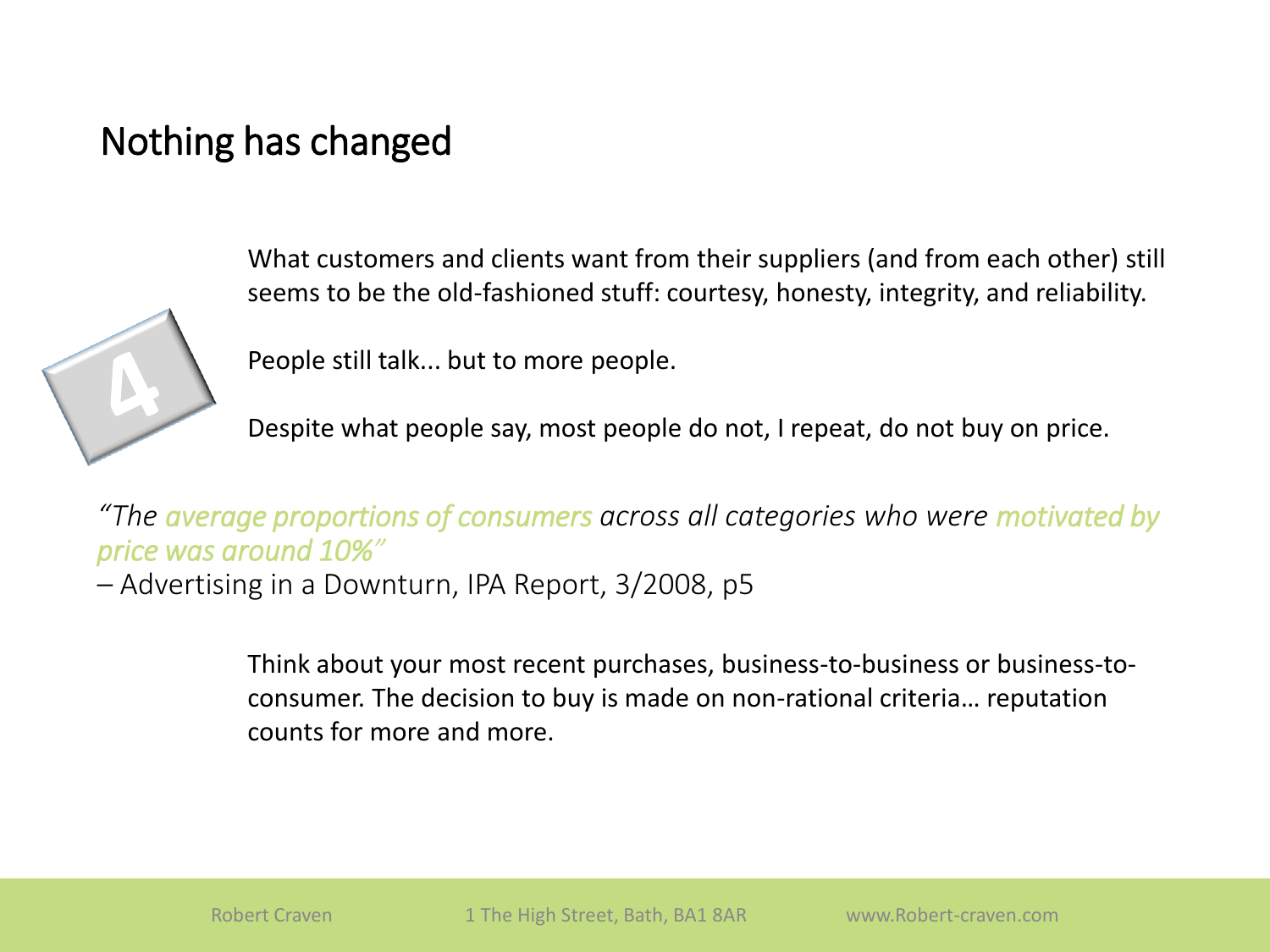# Nothing has changed

What customers and clients want from their suppliers (and from each other) still seems to be the old-fashioned stuff: courtesy, honesty, integrity, and reliability.

4

People still talk... but to more people.

Despite what people say, most people do not, I repeat, do not buy on price.

*"The average proportions of consumers across all categories who were motivated by price was around 10%"*
– Advertising in a Downturn, IPA Report, 3/2008, p5

Think about your most recent purchases, business-to-business or business-to-consumer. The decision to buy is made on non-rational criteria… reputation counts for more and more.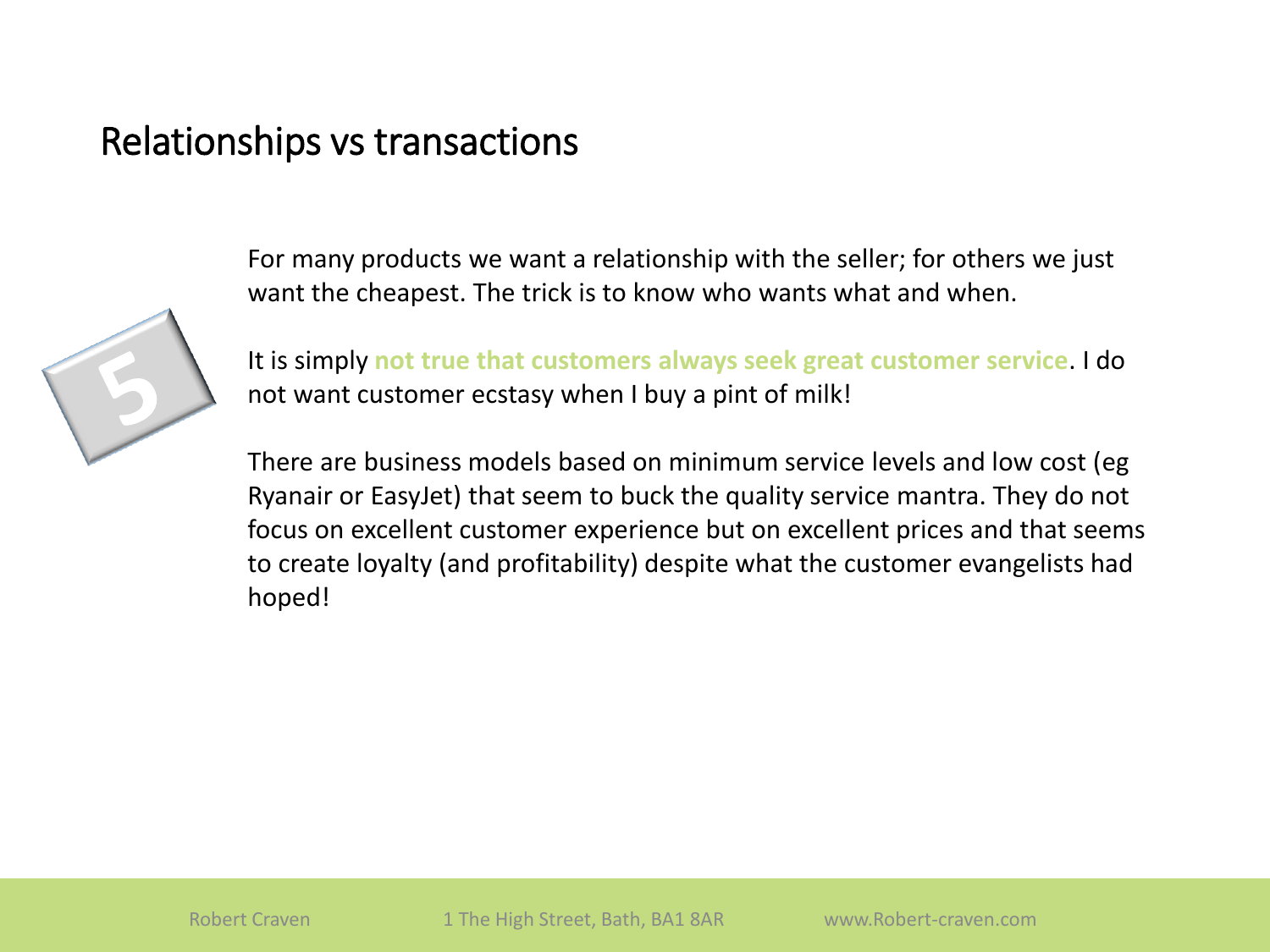# Relationships vs transactions

5

For many products we want a relationship with the seller; for others we just want the cheapest. The trick is to know who wants what and when.

It is simply **not true that customers always seek great customer service**. I do not want customer ecstasy when I buy a pint of milk!

There are business models based on minimum service levels and low cost (eg Ryanair or EasyJet) that seem to buck the quality service mantra. They do not focus on excellent customer experience but on excellent prices and that seems to create loyalty (and profitability) despite what the customer evangelists had hoped!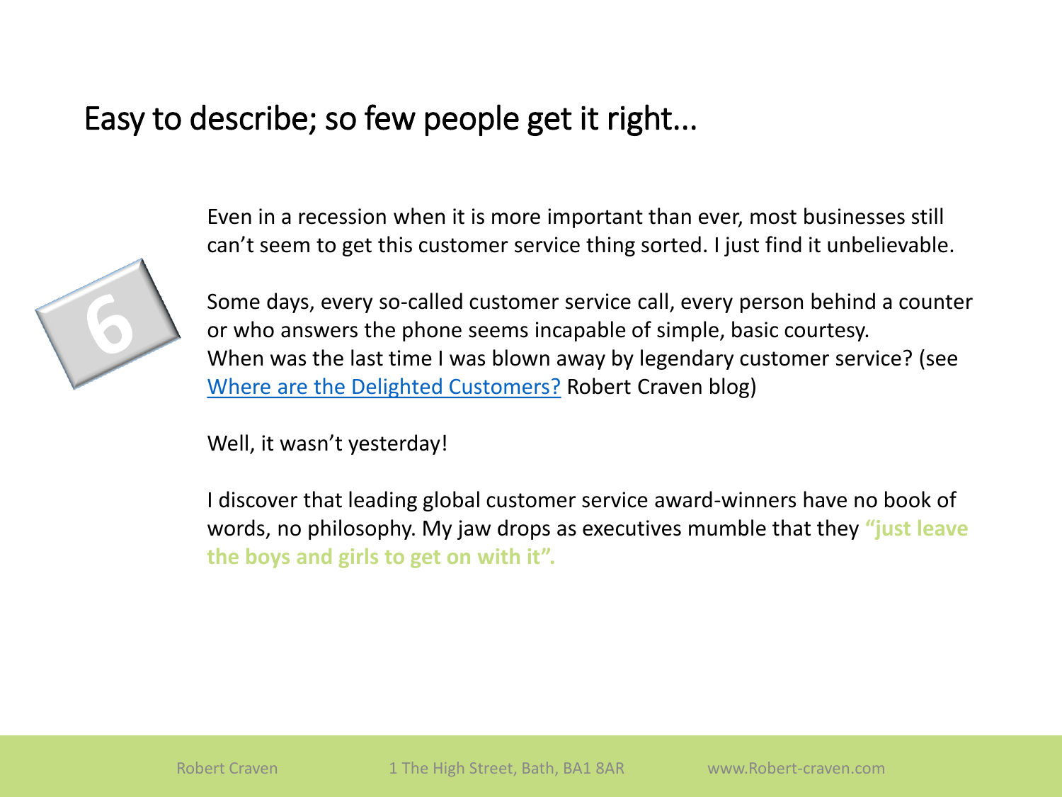# Easy to describe; so few people get it right…

6

Even in a recession when it is more important than ever, most businesses still can't seem to get this customer service thing sorted. I just find it unbelievable.

Some days, every so-called customer service call, every person behind a counter or who answers the phone seems incapable of simple, basic courtesy.
When was the last time I was blown away by legendary customer service? (see Where are the Delighted Customers? Robert Craven blog)

Well, it wasn't yesterday!

I discover that leading global customer service award-winners have no book of words, no philosophy. My jaw drops as executives mumble that they **"just leave the boys and girls to get on with it".**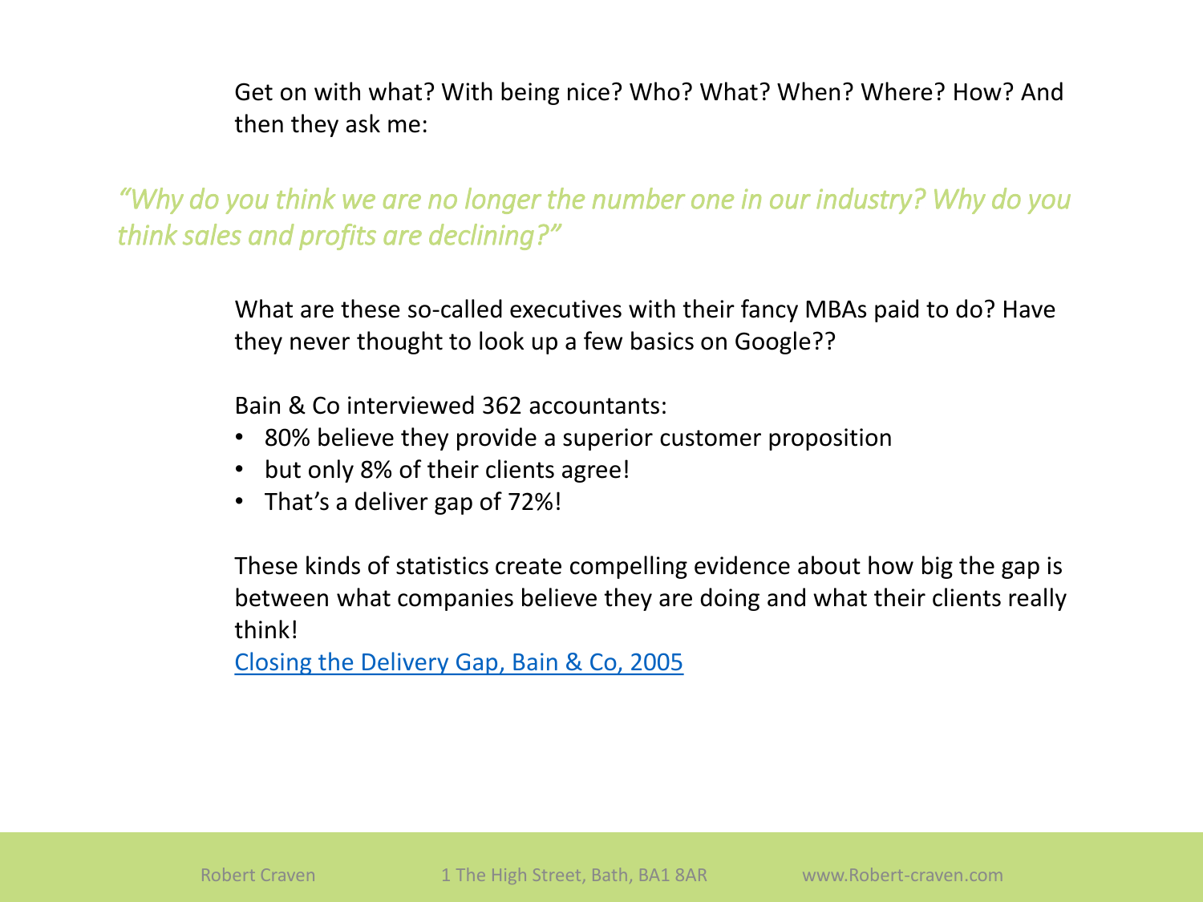Get on with what? With being nice? Who? What? When? Where? How? And then they ask me:

*"Why do you think we are no longer the number one in our industry? Why do you think sales and profits are declining?"*

What are these so-called executives with their fancy MBAs paid to do? Have they never thought to look up a few basics on Google??

Bain & Co interviewed 362 accountants:

- 80% believe they provide a superior customer proposition
- but only 8% of their clients agree!
- That's a deliver gap of 72%!

These kinds of statistics create compelling evidence about how big the gap is between what companies believe they are doing and what their clients really think!

[Closing the Delivery Gap, Bain & Co, 2005]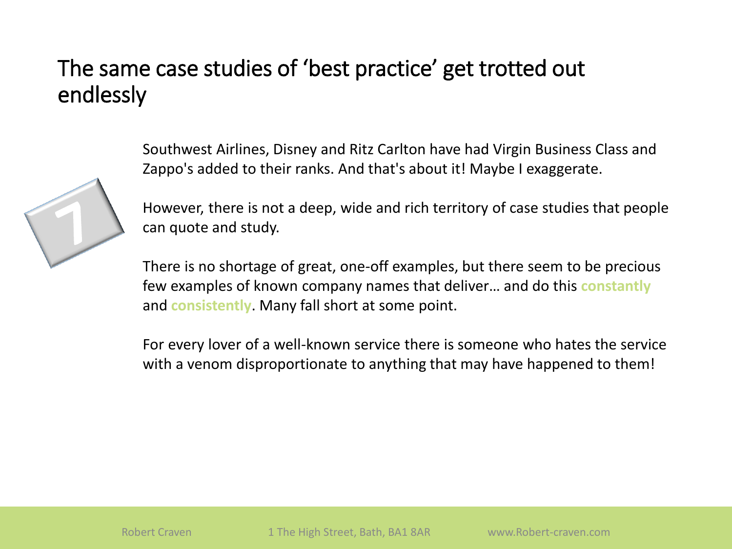# The same case studies of 'best practice' get trotted out endlessly

7

Southwest Airlines, Disney and Ritz Carlton have had Virgin Business Class and Zappo's added to their ranks. And that's about it! Maybe I exaggerate.

However, there is not a deep, wide and rich territory of case studies that people can quote and study.

There is no shortage of great, one-off examples, but there seem to be precious few examples of known company names that deliver… and do this **constantly** and **consistently**. Many fall short at some point.

For every lover of a well-known service there is someone who hates the service with a venom disproportionate to anything that may have happened to them!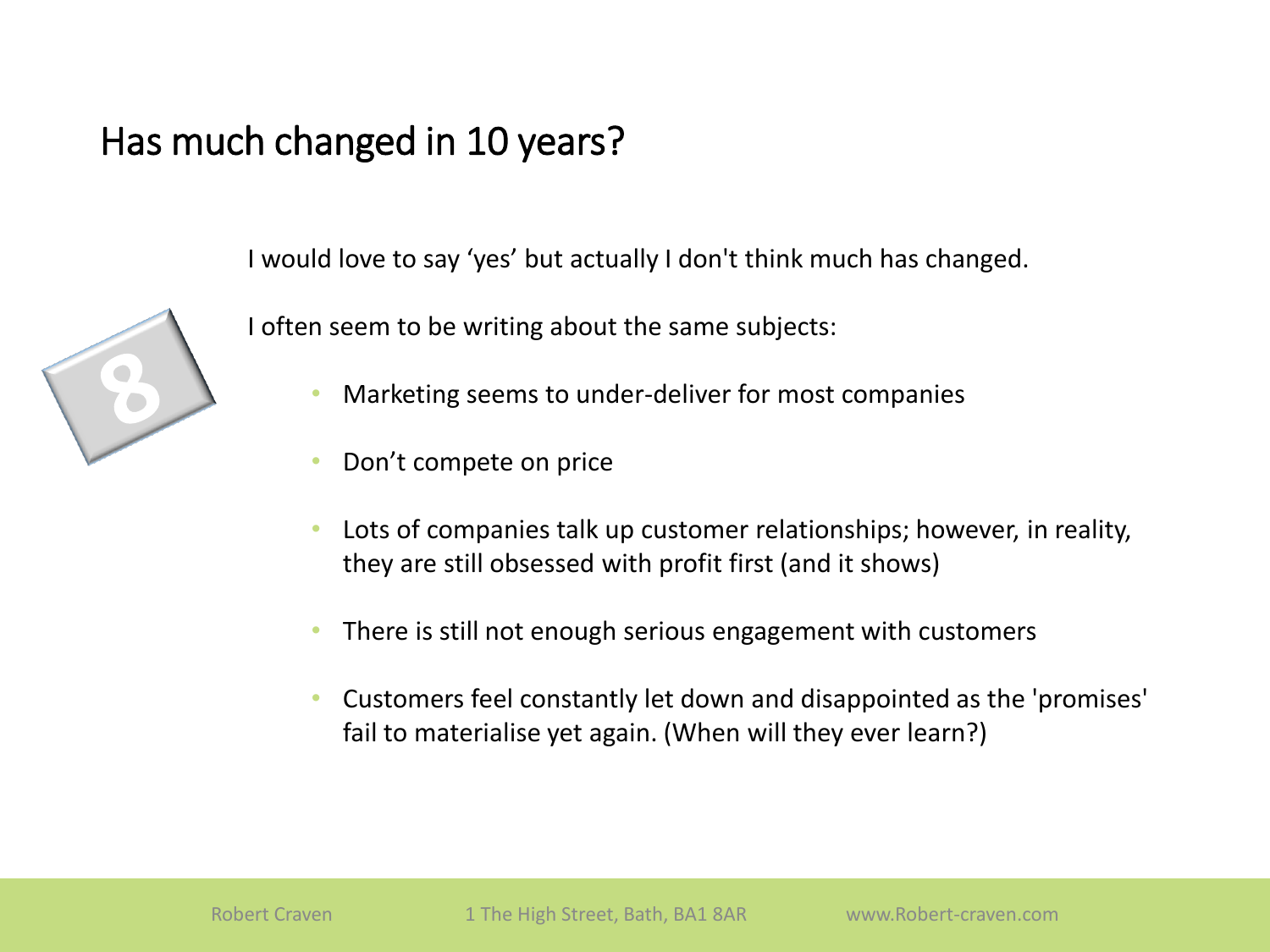# Has much changed in 10 years?

I would love to say 'yes' but actually I don't think much has changed.

I often seem to be writing about the same subjects:

- Marketing seems to under-deliver for most companies
- Don't compete on price
- Lots of companies talk up customer relationships; however, in reality, they are still obsessed with profit first (and it shows)
- There is still not enough serious engagement with customers
- Customers feel constantly let down and disappointed as the 'promises' fail to materialise yet again. (When will they ever learn?)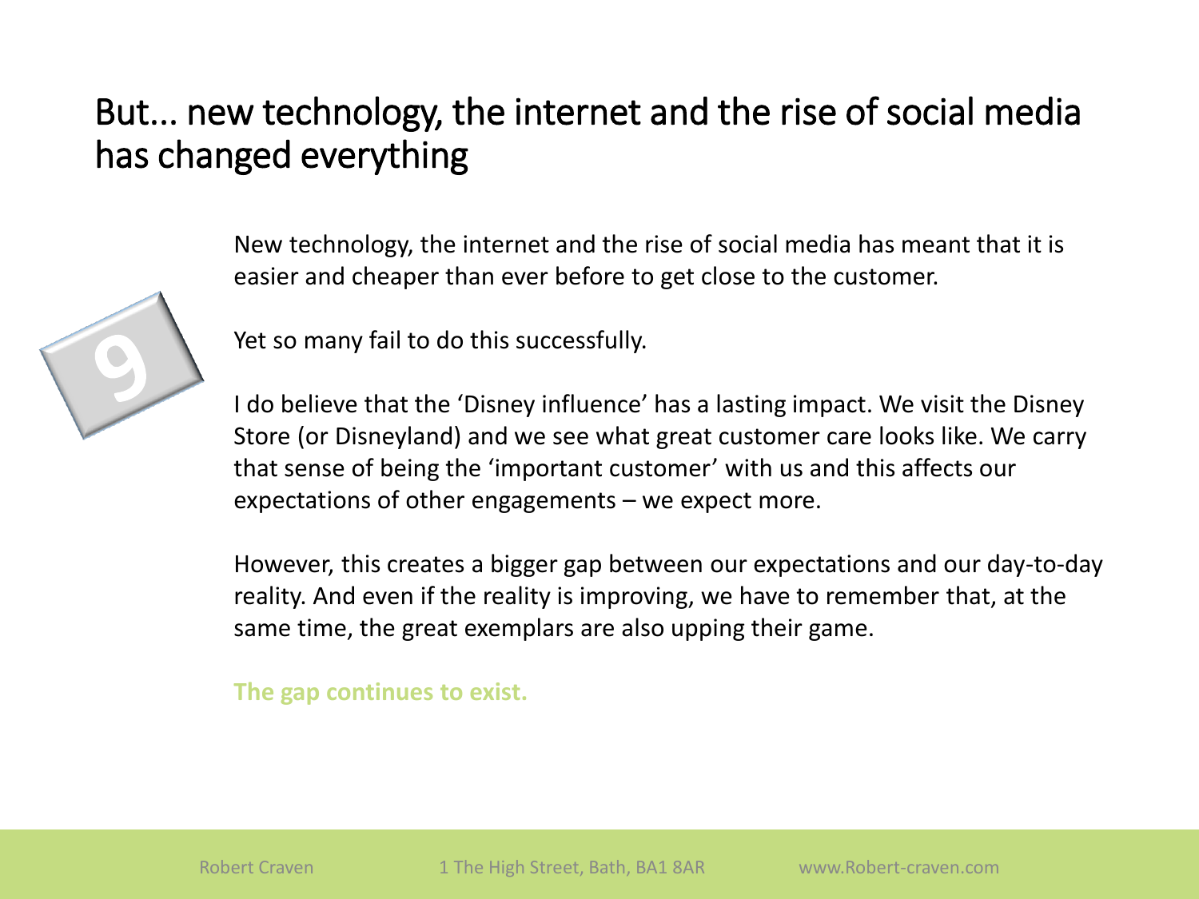# But… new technology, the internet and the rise of social media has changed everything

9

New technology, the internet and the rise of social media has meant that it is easier and cheaper than ever before to get close to the customer.

Yet so many fail to do this successfully.

I do believe that the 'Disney influence' has a lasting impact. We visit the Disney Store (or Disneyland) and we see what great customer care looks like. We carry that sense of being the 'important customer' with us and this affects our expectations of other engagements – we expect more.

However, this creates a bigger gap between our expectations and our day-to-day reality. And even if the reality is improving, we have to remember that, at the same time, the great exemplars are also upping their game.

**The gap continues to exist.**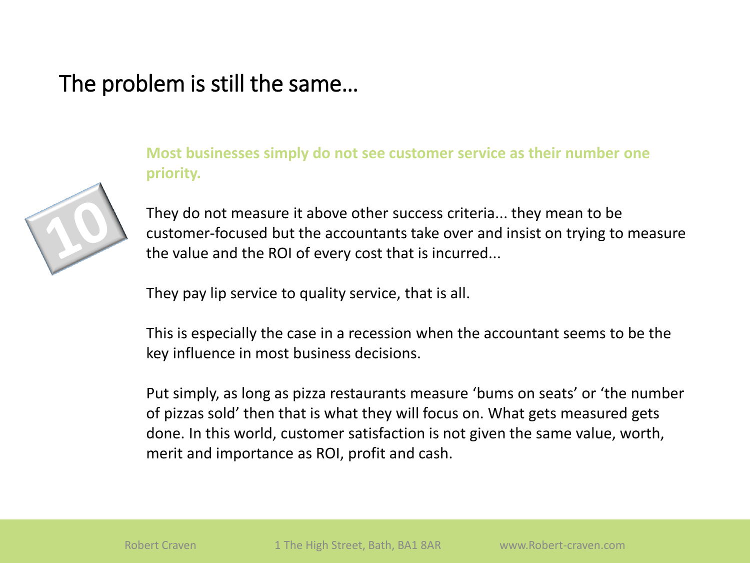# The problem is still the same…

10

**Most businesses simply do not see customer service as their number one priority.**

They do not measure it above other success criteria... they mean to be customer-focused but the accountants take over and insist on trying to measure the value and the ROI of every cost that is incurred...

They pay lip service to quality service, that is all.

This is especially the case in a recession when the accountant seems to be the key influence in most business decisions.

Put simply, as long as pizza restaurants measure 'bums on seats' or 'the number of pizzas sold' then that is what they will focus on. What gets measured gets done. In this world, customer satisfaction is not given the same value, worth, merit and importance as ROI, profit and cash.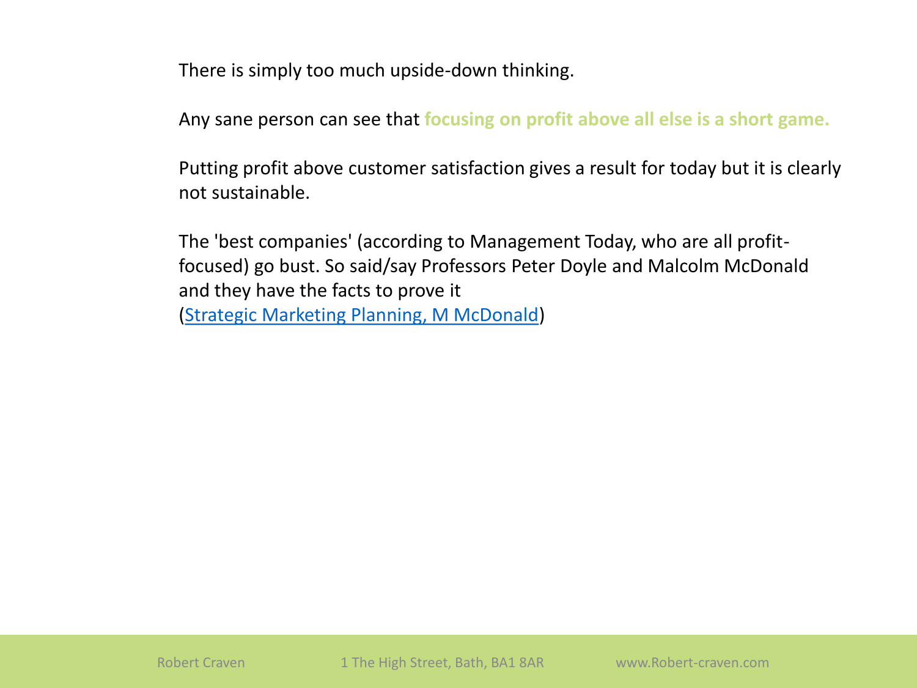There is simply too much upside-down thinking.

Any sane person can see that **focusing on profit above all else is a short game.**

Putting profit above customer satisfaction gives a result for today but it is clearly not sustainable.

The 'best companies' (according to Management Today, who are all profit-focused) go bust. So said/say Professors Peter Doyle and Malcolm McDonald and they have the facts to prove it
(Strategic Marketing Planning, M McDonald)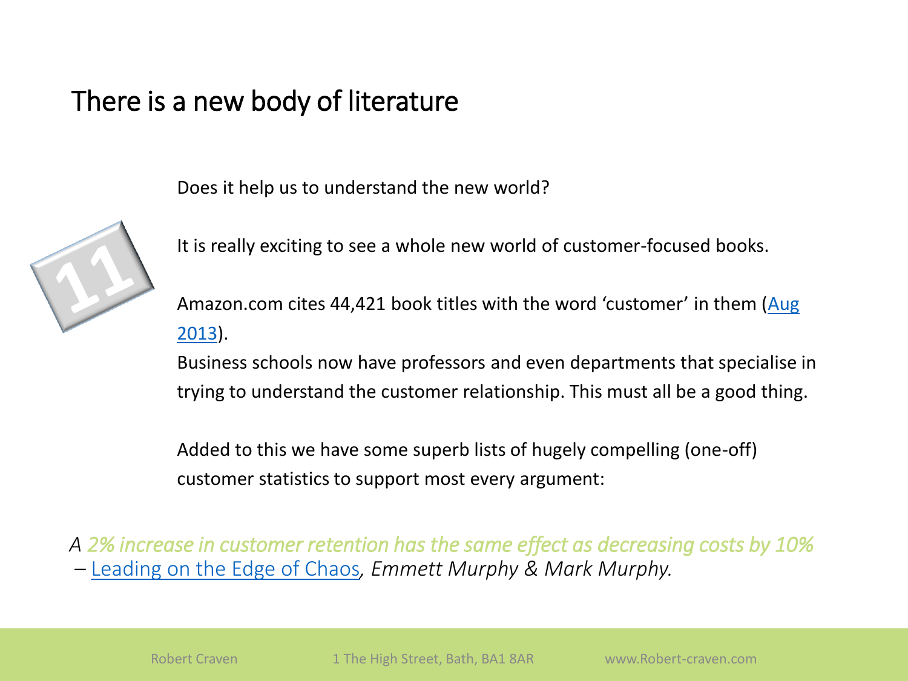# There is a new body of literature

Does it help us to understand the new world?

It is really exciting to see a whole new world of customer-focused books.

Amazon.com cites 44,421 book titles with the word 'customer' in them (Aug 2013).

Business schools now have professors and even departments that specialise in trying to understand the customer relationship. This must all be a good thing.

Added to this we have some superb lists of hugely compelling (one-off) customer statistics to support most every argument:

*A 2% increase in customer retention has the same effect as decreasing costs by 10%*
– Leading on the Edge of Chaos, *Emmett Murphy & Mark Murphy.*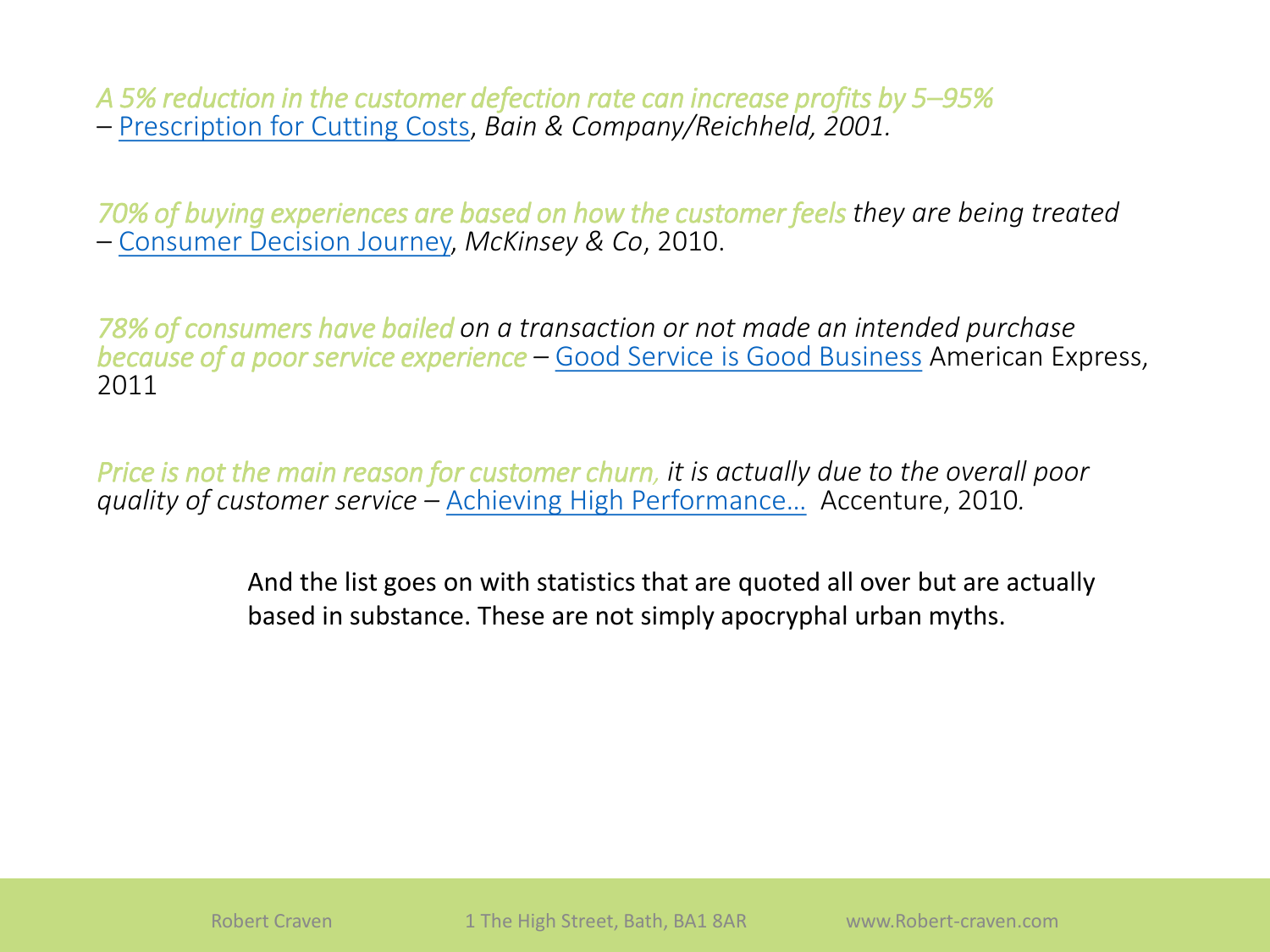*A 5% reduction in the customer defection rate can increase profits by 5–95%*
– Prescription for Cutting Costs, *Bain & Company/Reichheld, 2001.*

*70% of buying experiences are based on how the customer feels they are being treated*
– Consumer Decision Journey, *McKinsey & Co*, 2010.

*78% of consumers have bailed on a transaction or not made an intended purchase because of a poor service experience* – Good Service is Good Business American Express, 2011

*Price is not the main reason for customer churn, it is actually due to the overall poor quality of customer service* – Achieving High Performance… Accenture, 2010.

And the list goes on with statistics that are quoted all over but are actually based in substance. These are not simply apocryphal urban myths.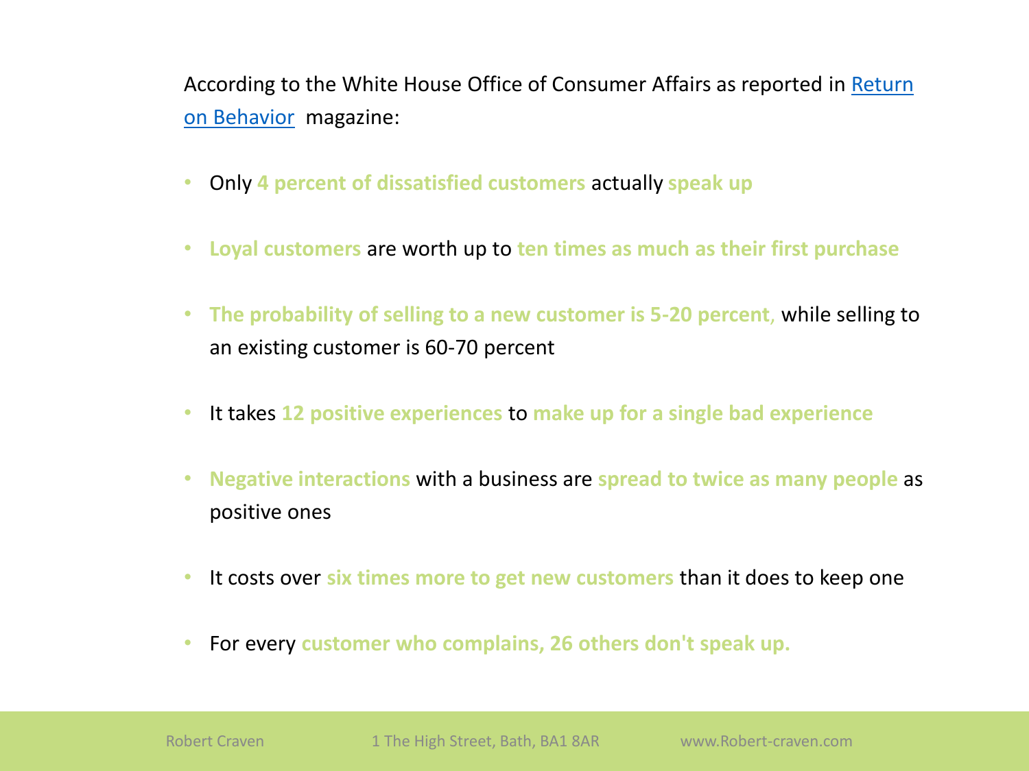According to the White House Office of Consumer Affairs as reported in [Return on Behavior](#) magazine:

- Only **4 percent of dissatisfied customers** actually **speak up**
- **Loyal customers** are worth up to **ten times as much as their first purchase**
- **The probability of selling to a new customer is 5-20 percent**, while selling to an existing customer is 60-70 percent
- It takes **12 positive experiences** to **make up for a single bad experience**
- **Negative interactions** with a business are **spread to twice as many people** as positive ones
- It costs over **six times more to get new customers** than it does to keep one
- For every **customer who complains, 26 others don't speak up.**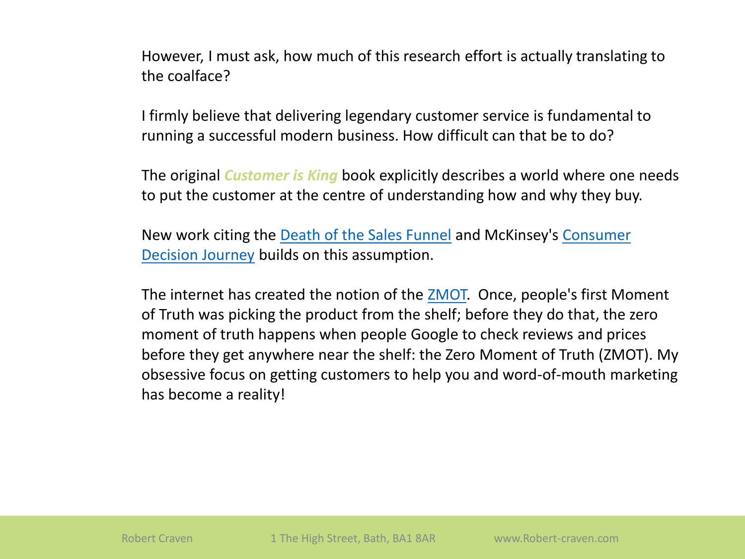However, I must ask, how much of this research effort is actually translating to the coalface?

I firmly believe that delivering legendary customer service is fundamental to running a successful modern business. How difficult can that be to do?

The original ***Customer is King*** book explicitly describes a world where one needs to put the customer at the centre of understanding how and why they buy.

New work citing the Death of the Sales Funnel and McKinsey's Consumer Decision Journey builds on this assumption.

The internet has created the notion of the ZMOT. Once, people's first Moment of Truth was picking the product from the shelf; before they do that, the zero moment of truth happens when people Google to check reviews and prices before they get anywhere near the shelf: the Zero Moment of Truth (ZMOT). My obsessive focus on getting customers to help you and word-of-mouth marketing has become a reality!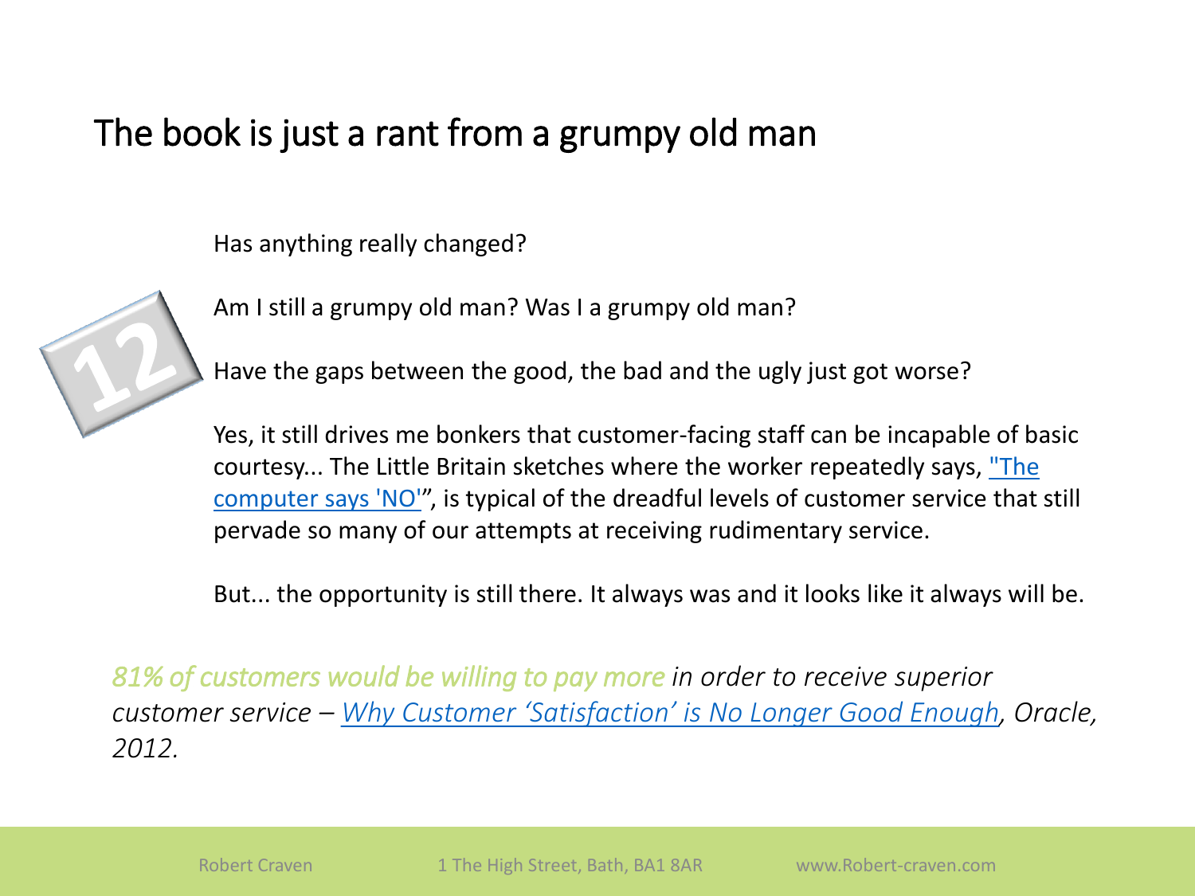# The book is just a rant from a grumpy old man

12

Has anything really changed?

Am I still a grumpy old man? Was I a grumpy old man?

Have the gaps between the good, the bad and the ugly just got worse?

Yes, it still drives me bonkers that customer-facing staff can be incapable of basic courtesy... The Little Britain sketches where the worker repeatedly says, "The computer says 'NO'", is typical of the dreadful levels of customer service that still pervade so many of our attempts at receiving rudimentary service.

But... the opportunity is still there. It always was and it looks like it always will be.

*81% of customers would be willing to pay more in order to receive superior customer service – Why Customer 'Satisfaction' is No Longer Good Enough, Oracle, 2012.*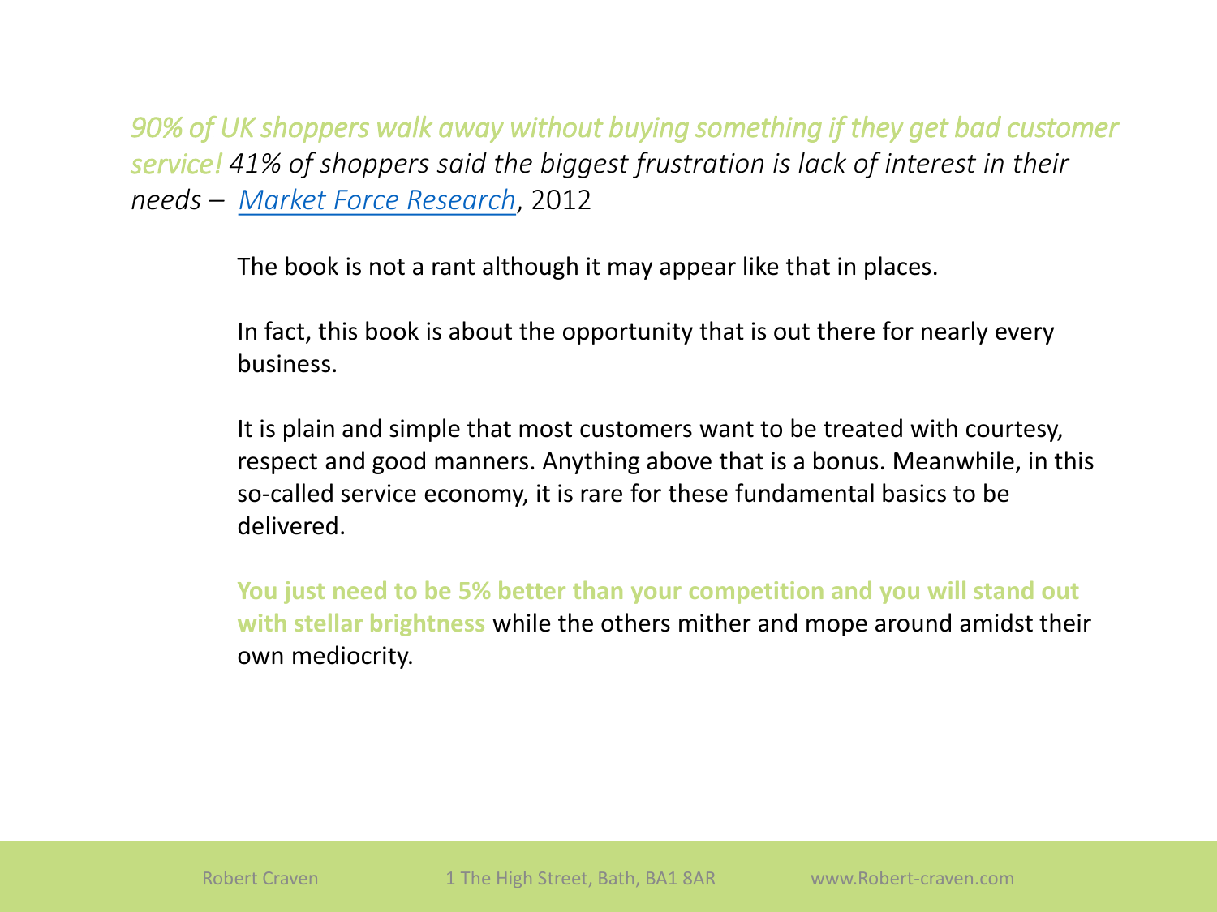*90% of UK shoppers walk away without buying something if they get bad customer service! 41% of shoppers said the biggest frustration is lack of interest in their needs – [Market Force Research](), 2012*

The book is not a rant although it may appear like that in places.

In fact, this book is about the opportunity that is out there for nearly every business.

It is plain and simple that most customers want to be treated with courtesy, respect and good manners. Anything above that is a bonus. Meanwhile, in this so-called service economy, it is rare for these fundamental basics to be delivered.

**You just need to be 5% better than your competition and you will stand out with stellar brightness** while the others mither and mope around amidst their own mediocrity.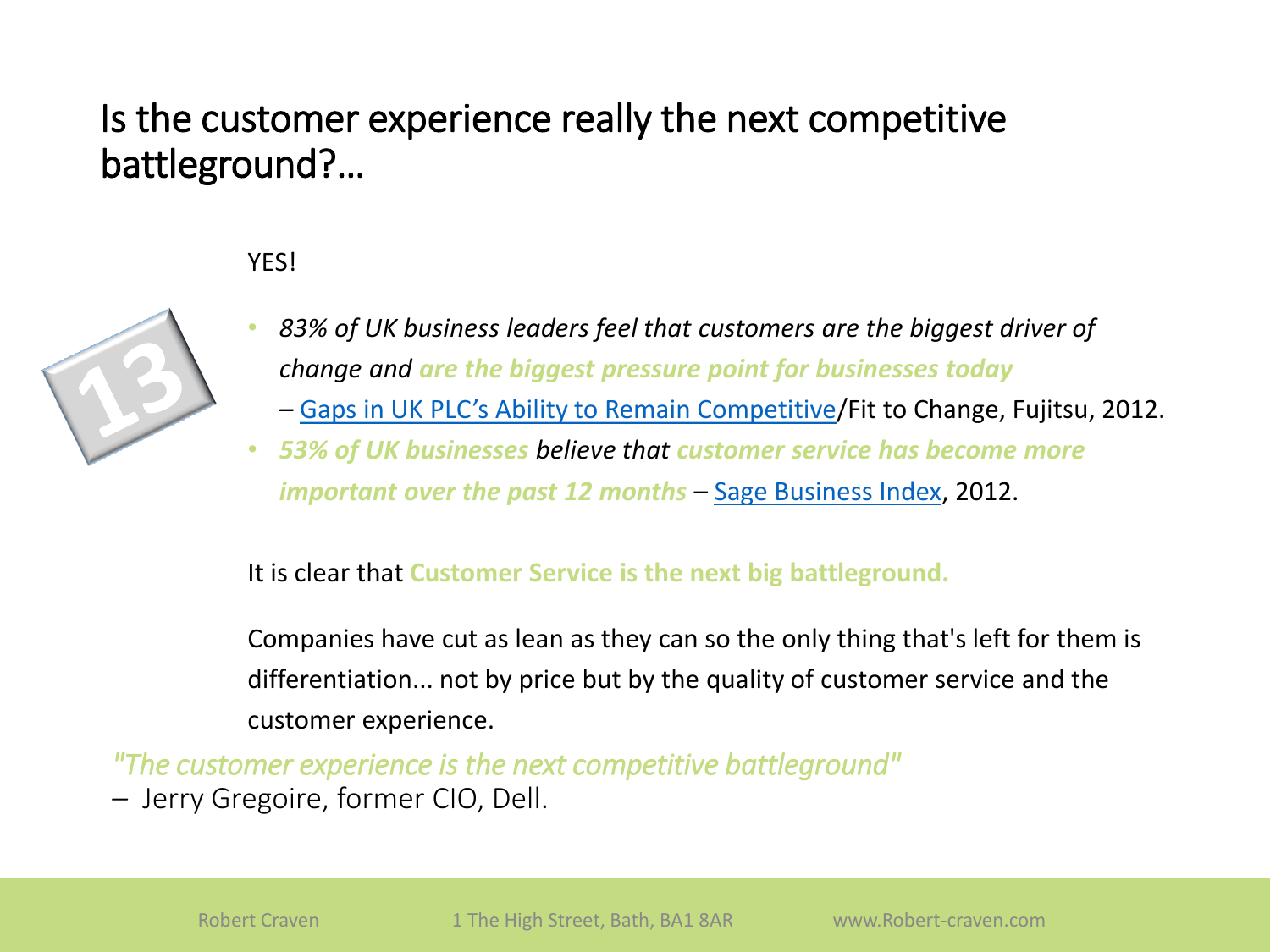# Is the customer experience really the next competitive battleground?…

YES!

13

- *83% of UK business leaders feel that customers are the biggest driver of change and* ***are the biggest pressure point for businesses today*** – [Gaps in UK PLC's Ability to Remain Competitive](#)/Fit to Change, Fujitsu, 2012.
- ***53% of UK businesses*** *believe that* ***customer service has become more important over the past 12 months*** – [Sage Business Index](#), 2012.

It is clear that **Customer Service is the next big battleground.**

Companies have cut as lean as they can so the only thing that's left for them is differentiation... not by price but by the quality of customer service and the customer experience.

*"The customer experience is the next competitive battleground"*
– Jerry Gregoire, former CIO, Dell.

Robert Craven 1 The High Street, Bath, BA1 8AR www.Robert-craven.com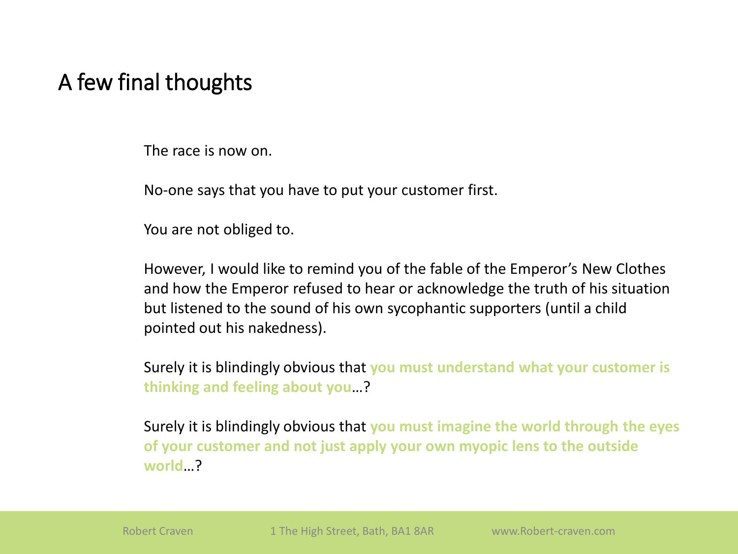# A few final thoughts

The race is now on.

No-one says that you have to put your customer first.

You are not obliged to.

However, I would like to remind you of the fable of the Emperor's New Clothes and how the Emperor refused to hear or acknowledge the truth of his situation but listened to the sound of his own sycophantic supporters (until a child pointed out his nakedness).

Surely it is blindingly obvious that **you must understand what your customer is thinking and feeling about you**…?

Surely it is blindingly obvious that **you must imagine the world through the eyes of your customer and not just apply your own myopic lens to the outside world**…?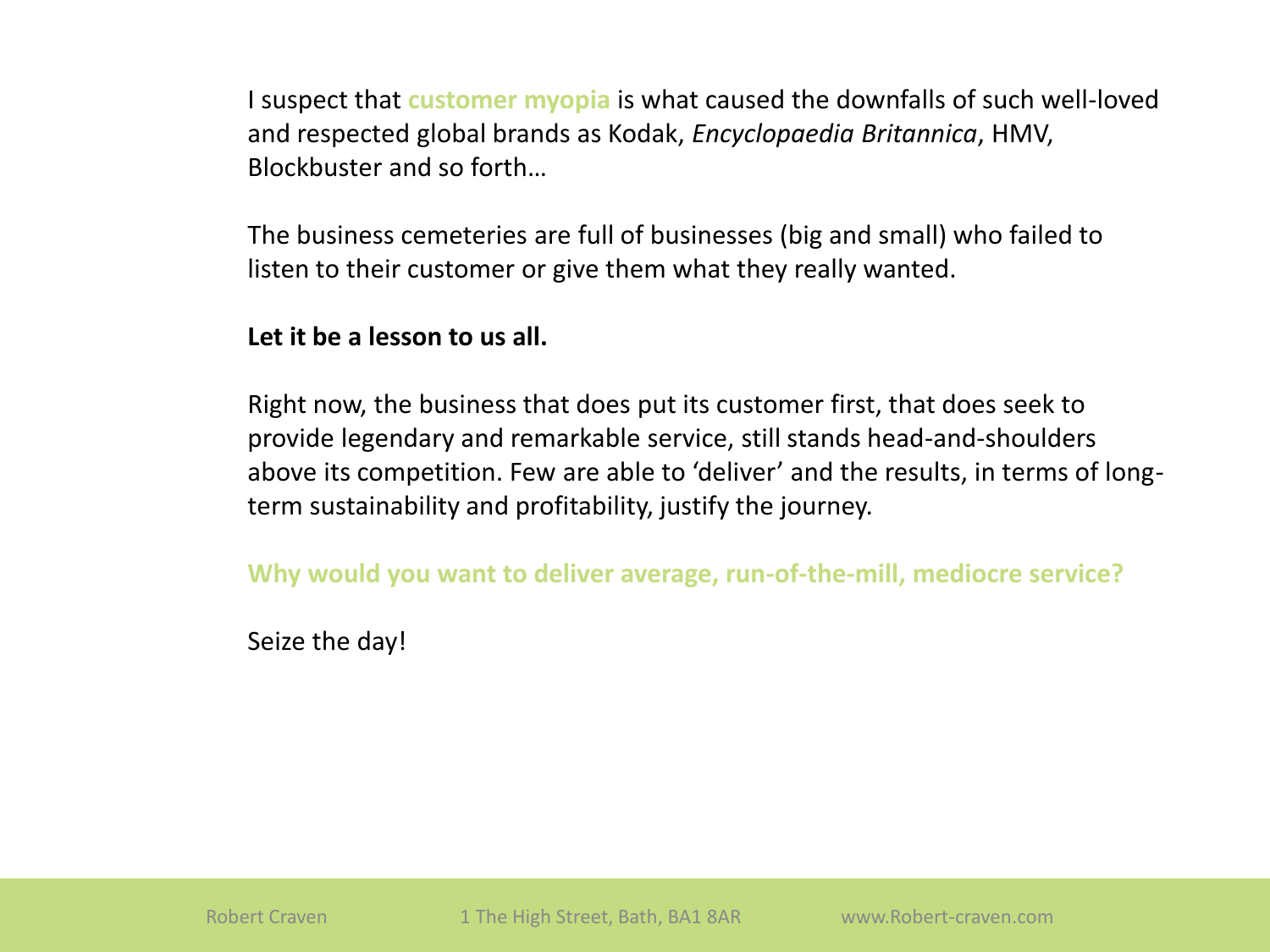I suspect that **customer myopia** is what caused the downfalls of such well-loved and respected global brands as Kodak, *Encyclopaedia Britannica*, HMV, Blockbuster and so forth…

The business cemeteries are full of businesses (big and small) who failed to listen to their customer or give them what they really wanted.

**Let it be a lesson to us all.**

Right now, the business that does put its customer first, that does seek to provide legendary and remarkable service, still stands head-and-shoulders above its competition. Few are able to 'deliver' and the results, in terms of long-term sustainability and profitability, justify the journey.

**Why would you want to deliver average, run-of-the-mill, mediocre service?**

Seize the day!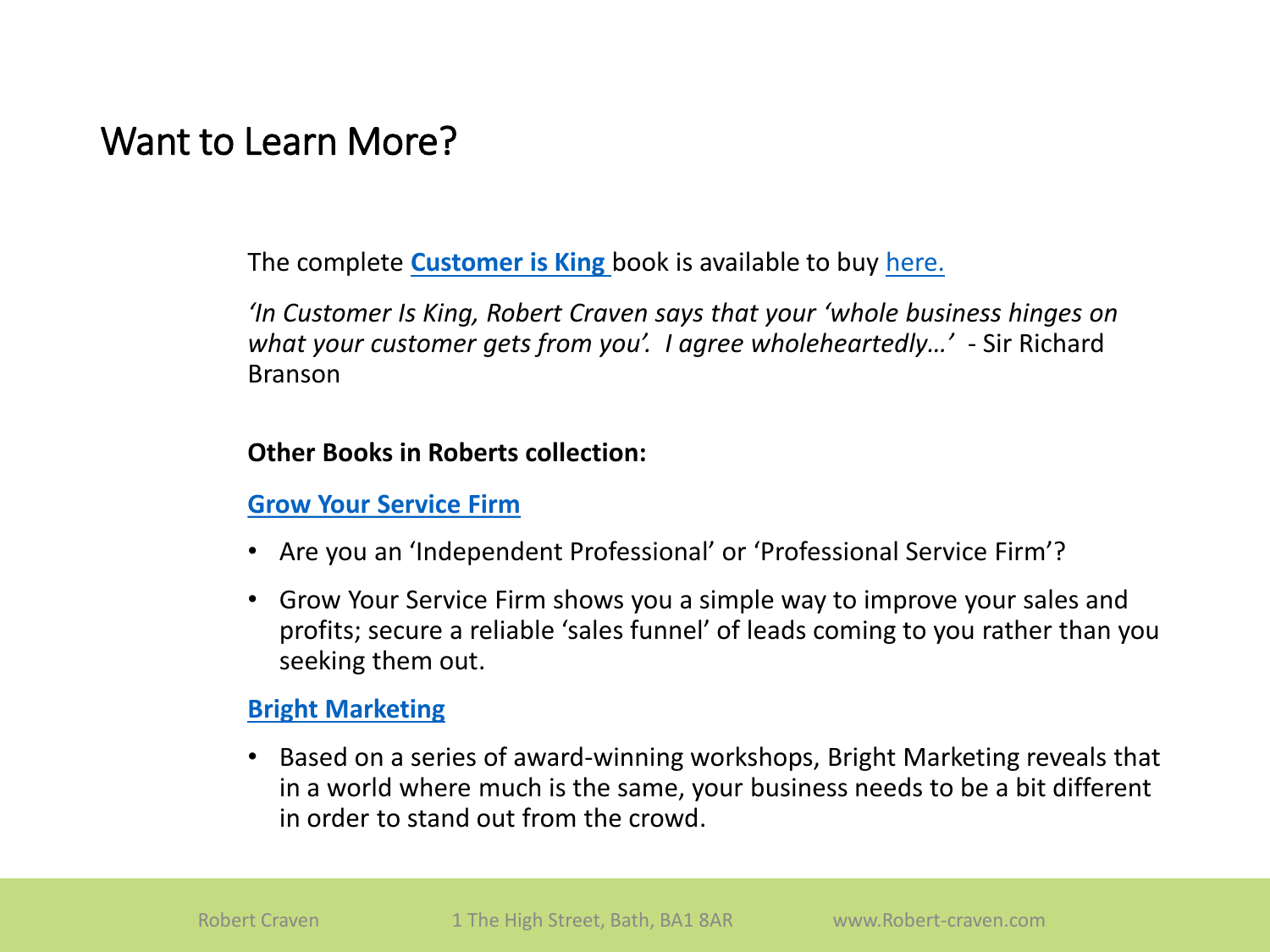# Want to Learn More?

The complete **Customer is King** book is available to buy here.

*'In Customer Is King, Robert Craven says that your 'whole business hinges on what your customer gets from you'. I agree wholeheartedly…'* - Sir Richard Branson

**Other Books in Roberts collection:**

**Grow Your Service Firm**

- Are you an 'Independent Professional' or 'Professional Service Firm'?
- Grow Your Service Firm shows you a simple way to improve your sales and profits; secure a reliable 'sales funnel' of leads coming to you rather than you seeking them out.

**Bright Marketing**

- Based on a series of award-winning workshops, Bright Marketing reveals that in a world where much is the same, your business needs to be a bit different in order to stand out from the crowd.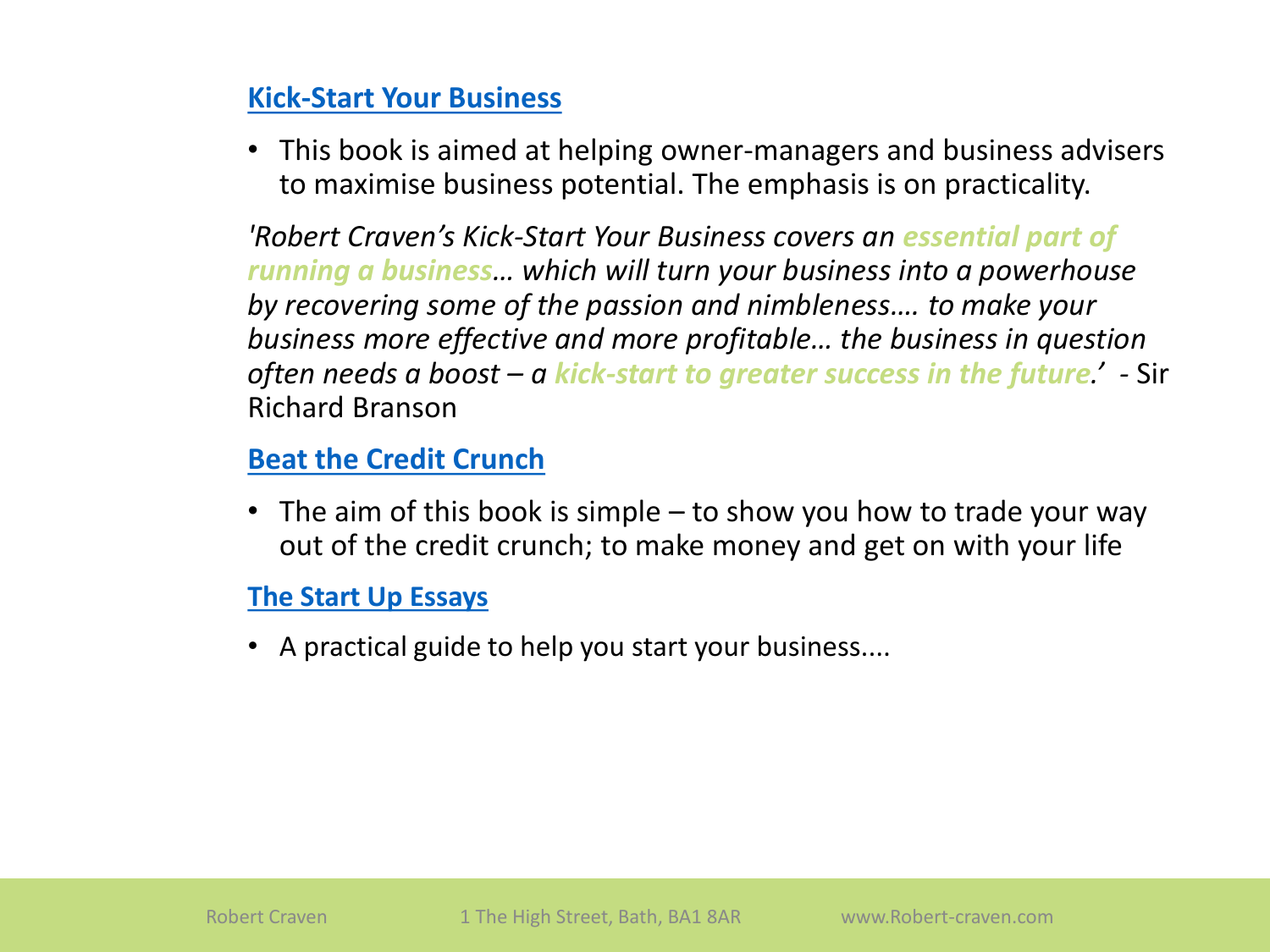**Kick-Start Your Business**

- This book is aimed at helping owner-managers and business advisers to maximise business potential. The emphasis is on practicality.

*'Robert Craven's Kick-Start Your Business covers an **essential part of running a business**… which will turn your business into a powerhouse by recovering some of the passion and nimbleness…. to make your business more effective and more profitable… the business in question often needs a boost – a **kick-start to greater success in the future**.'* - Sir Richard Branson

**Beat the Credit Crunch**

- The aim of this book is simple – to show you how to trade your way out of the credit crunch; to make money and get on with your life

**The Start Up Essays**

- A practical guide to help you start your business....

Robert Craven 1 The High Street, Bath, BA1 8AR www.Robert-craven.com